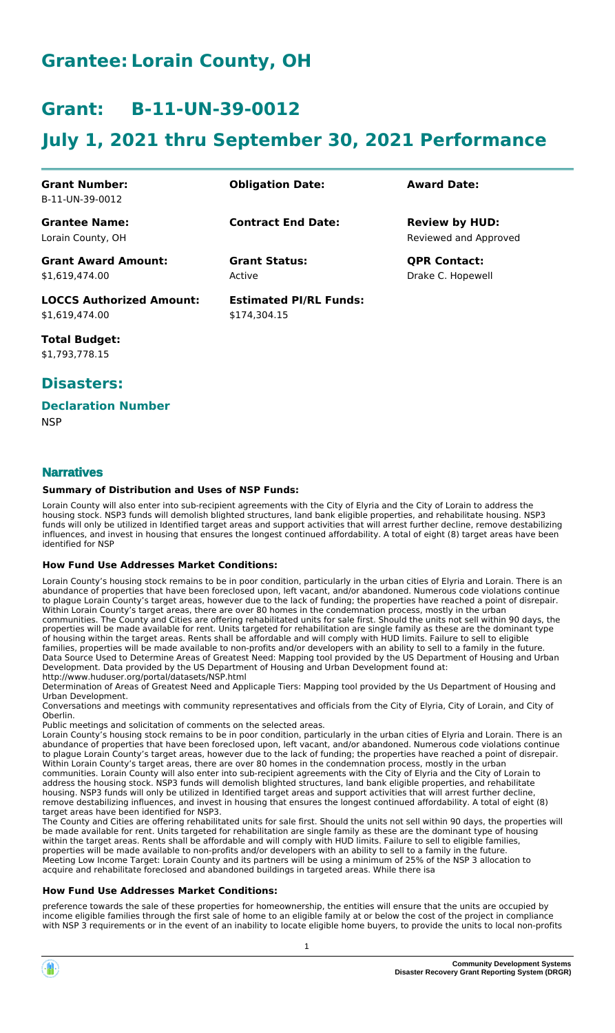# Grantee: Lorain County, OH

# Grant: B-11-UN-39-0012

# July 1, 2021 thru September 30, 2021 Performance

| **Grant Number:** | **Obligation Date:** | **Award Date:** |
|---|---|---|
| B-11-UN-39-0012 | | |
| **Grantee Name:** | **Contract End Date:** | **Review by HUD:** |
| Lorain County, OH | | Reviewed and Approved |
| **Grant Award Amount:** | **Grant Status:** | **QPR Contact:** |
| $1,619,474.00 | Active | Drake C. Hopewell |
| **LOCCS Authorized Amount:** | **Estimated PI/RL Funds:** | |
| $1,619,474.00 | $174,304.15 | |

**Total Budget:**
$1,793,778.15

## Disasters:

### Declaration Number

NSP

## Narratives

#### Summary of Distribution and Uses of NSP Funds:

Lorain County will also enter into sub-recipient agreements with the City of Elyria and the City of Lorain to address the housing stock. NSP3 funds will demolish blighted structures, land bank eligible properties, and rehabilitate housing. NSP3 funds will only be utilized in Identified target areas and support activities that will arrest further decline, remove destabilizing influences, and invest in housing that ensures the longest continued affordability. A total of eight (8) target areas have been identified for NSP

#### How Fund Use Addresses Market Conditions:

Lorain County's housing stock remains to be in poor condition, particularly in the urban cities of Elyria and Lorain. There is an abundance of properties that have been foreclosed upon, left vacant, and/or abandoned. Numerous code violations continue to plague Lorain County's target areas, however due to the lack of funding; the properties have reached a point of disrepair. Within Lorain County's target areas, there are over 80 homes in the condemnation process, mostly in the urban communities. The County and Cities are offering rehabilitated units for sale first. Should the units not sell within 90 days, the properties will be made available for rent. Units targeted for rehabilitation are single family as these are the dominant type of housing within the target areas. Rents shall be affordable and will comply with HUD limits. Failure to sell to eligible families, properties will be made available to non-profits and/or developers with an ability to sell to a family in the future.
Data Source Used to Determine Areas of Greatest Need: Mapping tool provided by the US Department of Housing and Urban Development. Data provided by the US Department of Housing and Urban Development found at:
http://www.huduser.org/portal/datasets/NSP.html
Determination of Areas of Greatest Need and Applicaple Tiers: Mapping tool provided by the Us Department of Housing and Urban Development.
Conversations and meetings with community representatives and officials from the City of Elyria, City of Lorain, and City of Oberlin.
Public meetings and solicitation of comments on the selected areas.
Lorain County's housing stock remains to be in poor condition, particularly in the urban cities of Elyria and Lorain. There is an abundance of properties that have been foreclosed upon, left vacant, and/or abandoned. Numerous code violations continue to plague Lorain County's target areas, however due to the lack of funding; the properties have reached a point of disrepair. Within Lorain County's target areas, there are over 80 homes in the condemnation process, mostly in the urban communities. Lorain County will also enter into sub-recipient agreements with the City of Elyria and the City of Lorain to address the housing stock. NSP3 funds will demolish blighted structures, land bank eligible properties, and rehabilitate housing. NSP3 funds will only be utilized in Identified target areas and support activities that will arrest further decline, remove destabilizing influences, and invest in housing that ensures the longest continued affordability. A total of eight (8) target areas have been identified for NSP3.
The County and Cities are offering rehabilitated units for sale first. Should the units not sell within 90 days, the properties will be made available for rent. Units targeted for rehabilitation are single family as these are the dominant type of housing within the target areas. Rents shall be affordable and will comply with HUD limits. Failure to sell to eligible families, properties will be made available to non-profits and/or developers with an ability to sell to a family in the future.
Meeting Low Income Target: Lorain County and its partners will be using a minimum of 25% of the NSP 3 allocation to acquire and rehabilitate foreclosed and abandoned buildings in targeted areas. While there isa

#### How Fund Use Addresses Market Conditions:

preference towards the sale of these properties for homeownership, the entities will ensure that the units are occupied by income eligible families through the first sale of home to an eligible family at or below the cost of the project in compliance with NSP 3 requirements or in the event of an inability to locate eligible home buyers, to provide the units to local non-profits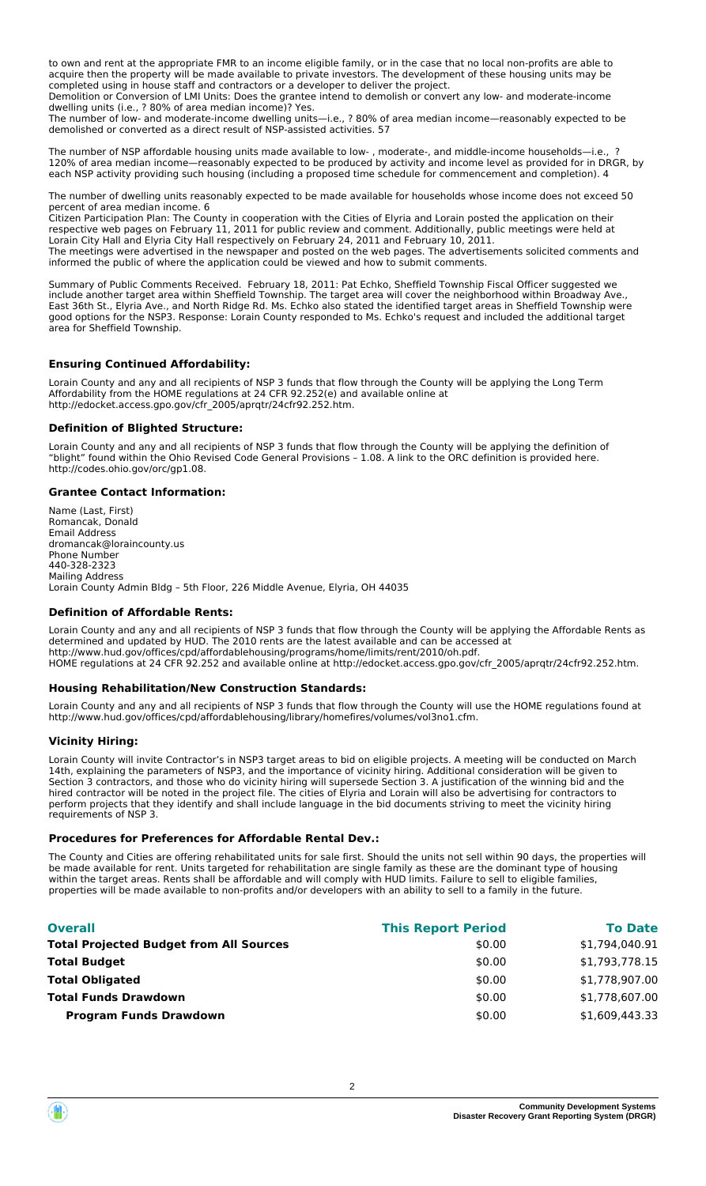to own and rent at the appropriate FMR to an income eligible family, or in the case that no local non-profits are able to acquire then the property will be made available to private investors. The development of these housing units may be completed using in house staff and contractors or a developer to deliver the project.

Demolition or Conversion of LMI Units: Does the grantee intend to demolish or convert any low- and moderate-income dwelling units (i.e., ? 80% of area median income)? Yes.

The number of low- and moderate-income dwelling units—i.e., ? 80% of area median income—reasonably expected to be demolished or converted as a direct result of NSP-assisted activities. 57

The number of NSP affordable housing units made available to low- , moderate-, and middle-income households—i.e., ? 120% of area median income—reasonably expected to be produced by activity and income level as provided for in DRGR, by each NSP activity providing such housing (including a proposed time schedule for commencement and completion). 4

The number of dwelling units reasonably expected to be made available for households whose income does not exceed 50 percent of area median income. 6

Citizen Participation Plan: The County in cooperation with the Cities of Elyria and Lorain posted the application on their respective web pages on February 11, 2011 for public review and comment. Additionally, public meetings were held at Lorain City Hall and Elyria City Hall respectively on February 24, 2011 and February 10, 2011.

The meetings were advertised in the newspaper and posted on the web pages. The advertisements solicited comments and informed the public of where the application could be viewed and how to submit comments.

Summary of Public Comments Received. February 18, 2011: Pat Echko, Sheffield Township Fiscal Officer suggested we include another target area within Sheffield Township. The target area will cover the neighborhood within Broadway Ave., East 36th St., Elyria Ave., and North Ridge Rd. Ms. Echko also stated the identified target areas in Sheffield Township were good options for the NSP3. Response: Lorain County responded to Ms. Echko's request and included the additional target area for Sheffield Township.

### Ensuring Continued Affordability:

Lorain County and any and all recipients of NSP 3 funds that flow through the County will be applying the Long Term Affordability from the HOME regulations at 24 CFR 92.252(e) and available online at http://edocket.access.gpo.gov/cfr_2005/aprqtr/24cfr92.252.htm.

### Definition of Blighted Structure:

Lorain County and any and all recipients of NSP 3 funds that flow through the County will be applying the definition of "blight" found within the Ohio Revised Code General Provisions – 1.08. A link to the ORC definition is provided here. http://codes.ohio.gov/orc/gp1.08.

### Grantee Contact Information:

Name (Last, First)
Romancak, Donald
Email Address
dromancak@loraincounty.us
Phone Number
440-328-2323
Mailing Address
Lorain County Admin Bldg – 5th Floor, 226 Middle Avenue, Elyria, OH 44035

### Definition of Affordable Rents:

Lorain County and any and all recipients of NSP 3 funds that flow through the County will be applying the Affordable Rents as determined and updated by HUD. The 2010 rents are the latest available and can be accessed at http://www.hud.gov/offices/cpd/affordablehousing/programs/home/limits/rent/2010/oh.pdf.
HOME regulations at 24 CFR 92.252 and available online at http://edocket.access.gpo.gov/cfr_2005/aprqtr/24cfr92.252.htm.

### Housing Rehabilitation/New Construction Standards:

Lorain County and any and all recipients of NSP 3 funds that flow through the County will use the HOME regulations found at http://www.hud.gov/offices/cpd/affordablehousing/library/homefires/volumes/vol3no1.cfm.

### Vicinity Hiring:

Lorain County will invite Contractor's in NSP3 target areas to bid on eligible projects. A meeting will be conducted on March 14th, explaining the parameters of NSP3, and the importance of vicinity hiring. Additional consideration will be given to Section 3 contractors, and those who do vicinity hiring will supersede Section 3. A justification of the winning bid and the hired contractor will be noted in the project file. The cities of Elyria and Lorain will also be advertising for contractors to perform projects that they identify and shall include language in the bid documents striving to meet the vicinity hiring requirements of NSP 3.

### Procedures for Preferences for Affordable Rental Dev.:

The County and Cities are offering rehabilitated units for sale first. Should the units not sell within 90 days, the properties will be made available for rent. Units targeted for rehabilitation are single family as these are the dominant type of housing within the target areas. Rents shall be affordable and will comply with HUD limits. Failure to sell to eligible families, properties will be made available to non-profits and/or developers with an ability to sell to a family in the future.

| Overall | This Report Period | To Date |
|---|---|---|
| **Total Projected Budget from All Sources** | $0.00 | $1,794,040.91 |
| **Total Budget** | $0.00 | $1,793,778.15 |
| **Total Obligated** | $0.00 | $1,778,907.00 |
| **Total Funds Drawdown** | $0.00 | $1,778,607.00 |
| **Program Funds Drawdown** | $0.00 | $1,609,443.33 |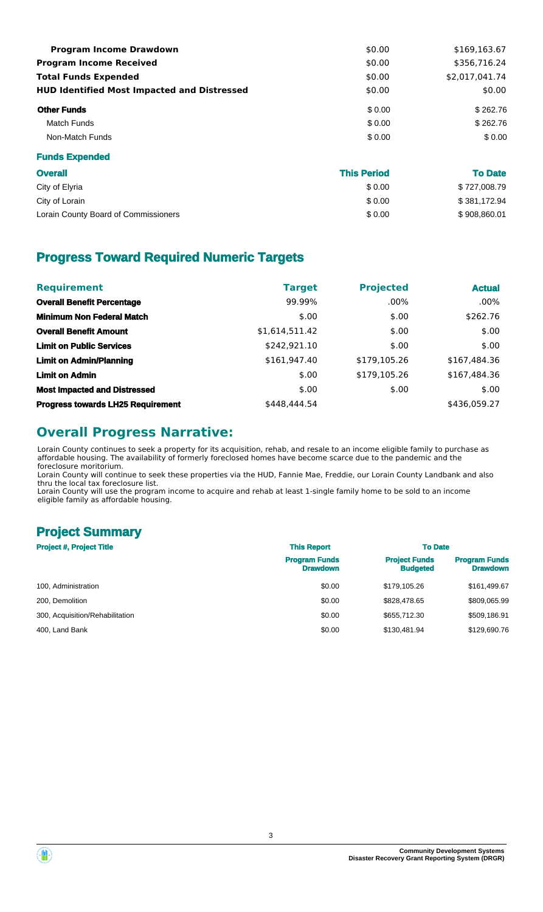| | | |
|---|---|---|
| **Program Income Drawdown** | $0.00 | $169,163.67 |
| **Program Income Received** | $0.00 | $356,716.24 |
| **Total Funds Expended** | $0.00 | $2,017,041.74 |
| **HUD Identified Most Impacted and Distressed** | $0.00 | $0.00 |
| **Other Funds** | $ 0.00 | $ 262.76 |
| Match Funds | $ 0.00 | $ 262.76 |
| Non-Match Funds | $ 0.00 | $ 0.00 |

### Funds Expended

| Overall | This Period | To Date |
|---|---|---|
| City of Elyria | $ 0.00 | $ 727,008.79 |
| City of Lorain | $ 0.00 | $ 381,172.94 |
| Lorain County Board of Commissioners | $ 0.00 | $ 908,860.01 |

## Progress Toward Required Numeric Targets

| Requirement | Target | Projected | Actual |
|---|---|---|---|
| **Overall Benefit Percentage** | 99.99% | .00% | .00% |
| **Minimum Non Federal Match** | $.00 | $.00 | $262.76 |
| **Overall Benefit Amount** | $1,614,511.42 | $.00 | $.00 |
| **Limit on Public Services** | $242,921.10 | $.00 | $.00 |
| **Limit on Admin/Planning** | $161,947.40 | $179,105.26 | $167,484.36 |
| **Limit on Admin** | $.00 | $179,105.26 | $167,484.36 |
| **Most Impacted and Distressed** | $.00 | $.00 | $.00 |
| **Progress towards LH25 Requirement** | $448,444.54 | | $436,059.27 |

## Overall Progress Narrative:

Lorain County continues to seek a property for its acquisition, rehab, and resale to an income eligible family to purchase as affordable housing. The availability of formerly foreclosed homes have become scarce due to the pandemic and the foreclosure moritorium.
Lorain County will continue to seek these properties via the HUD, Fannie Mae, Freddie, our Lorain County Landbank and also thru the local tax foreclosure list.
Lorain County will use the program income to acquire and rehab at least 1-single family home to be sold to an income eligible family as affordable housing.

## Project Summary

| Project #, Project Title | This Report | To Date | |
|---|---|---|---|
| | **Program Funds Drawdown** | **Project Funds Budgeted** | **Program Funds Drawdown** |
| 100, Administration | $0.00 | $179,105.26 | $161,499.67 |
| 200, Demolition | $0.00 | $828,478.65 | $809,065.99 |
| 300, Acquisition/Rehabilitation | $0.00 | $655,712.30 | $509,186.91 |
| 400, Land Bank | $0.00 | $130,481.94 | $129,690.76 |